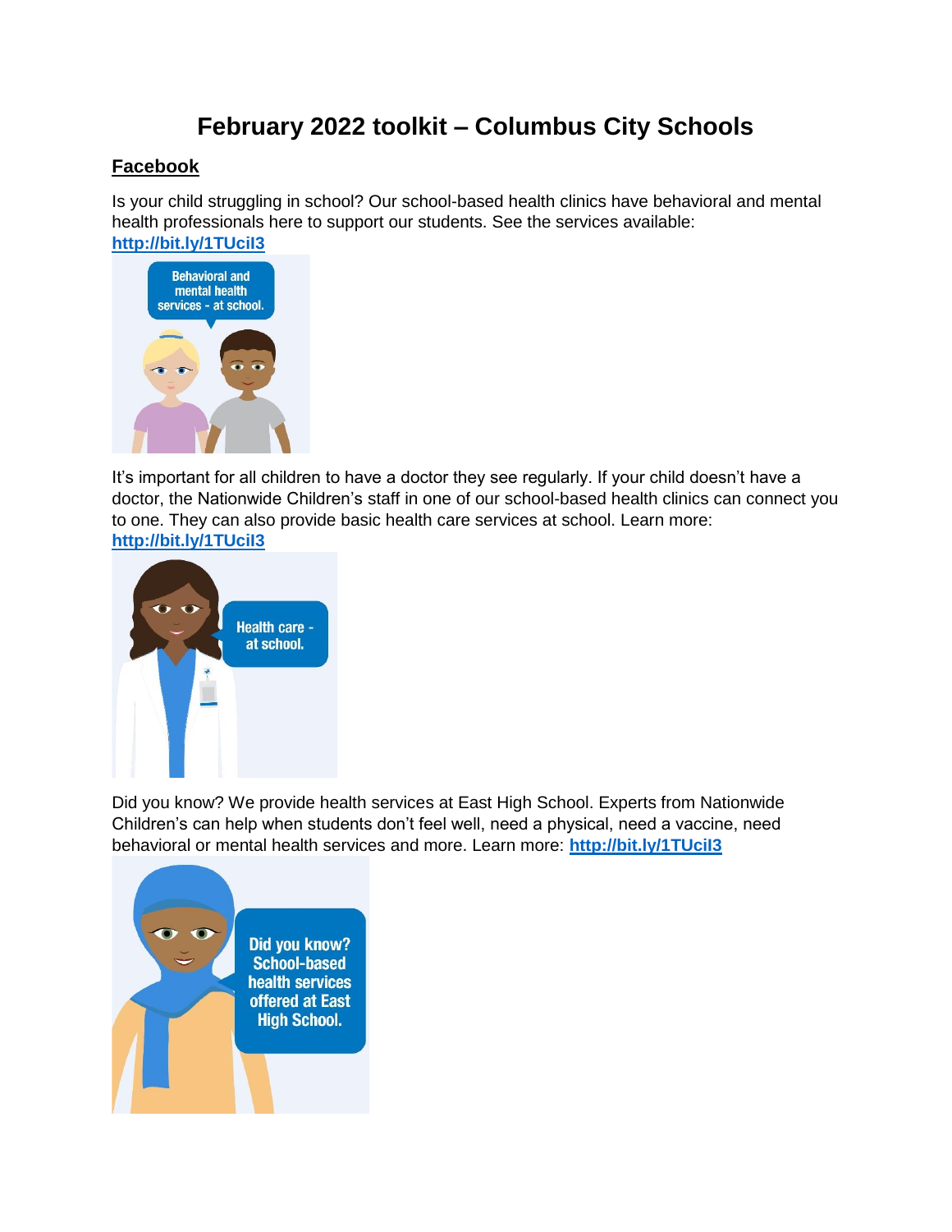# February 2022 toolkit – Columbus City Schools

## Facebook

Is your child struggling in school? Our school-based health clinics have behavioral and mental health professionals here to support our students. See the services available: **http://bit.ly/1TUciI3**

It's important for all children to have a doctor they see regularly. If your child doesn't have a doctor, the Nationwide Children's staff in one of our school-based health clinics can connect you to one. They can also provide basic health care services at school. Learn more: **http://bit.ly/1TUciI3**

Did you know? We provide health services at East High School. Experts from Nationwide Children's can help when students don't feel well, need a physical, need a vaccine, need behavioral or mental health services and more. Learn more: **http://bit.ly/1TUciI3**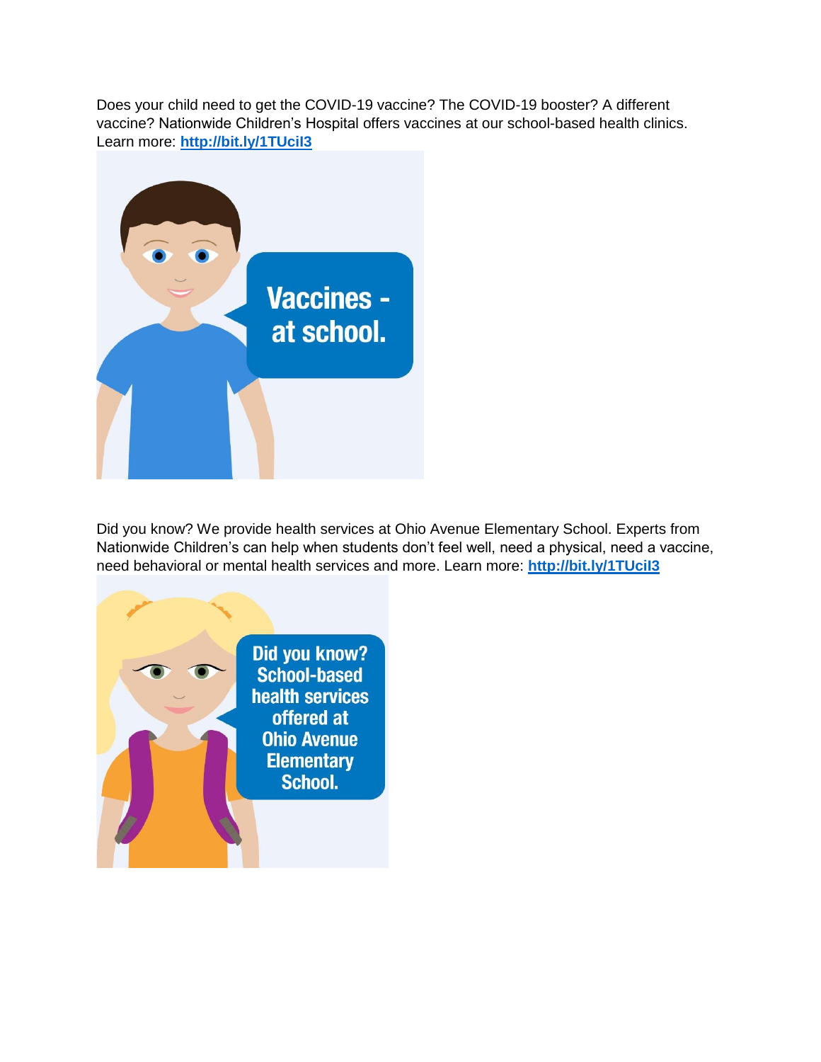Does your child need to get the COVID-19 vaccine? The COVID-19 booster? A different vaccine? Nationwide Children's Hospital offers vaccines at our school-based health clinics. Learn more: **http://bit.ly/1TUcil3**

Vaccines - at school.

Did you know? We provide health services at Ohio Avenue Elementary School. Experts from Nationwide Children's can help when students don't feel well, need a physical, need a vaccine, need behavioral or mental health services and more. Learn more: **http://bit.ly/1TUcil3**

Did you know? School-based health services offered at Ohio Avenue Elementary School.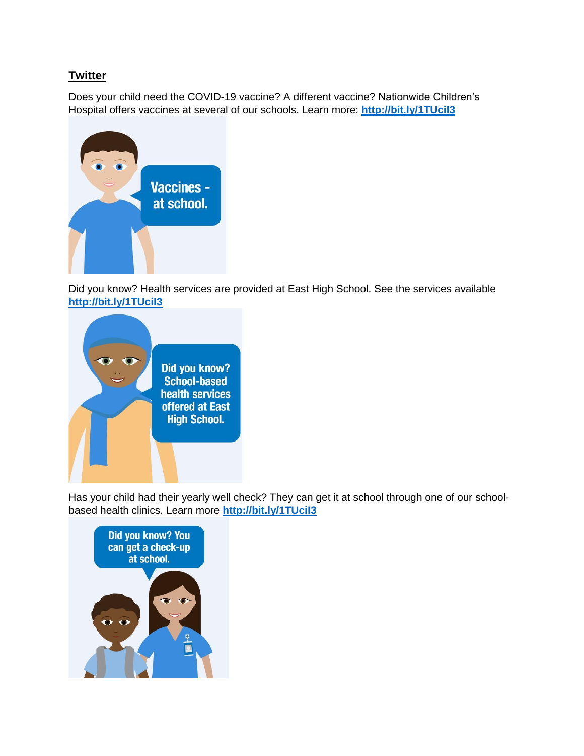## Twitter

Does your child need the COVID-19 vaccine? A different vaccine? Nationwide Children's Hospital offers vaccines at several of our schools. Learn more: **http://bit.ly/1TUciI3**

Vaccines - at school.

Did you know? Health services are provided at East High School. See the services available **http://bit.ly/1TUciI3**

Did you know? School-based health services offered at East High School.

Has your child had their yearly well check? They can get it at school through one of our school-based health clinics. Learn more **http://bit.ly/1TUciI3**

Did you know? You can get a check-up at school.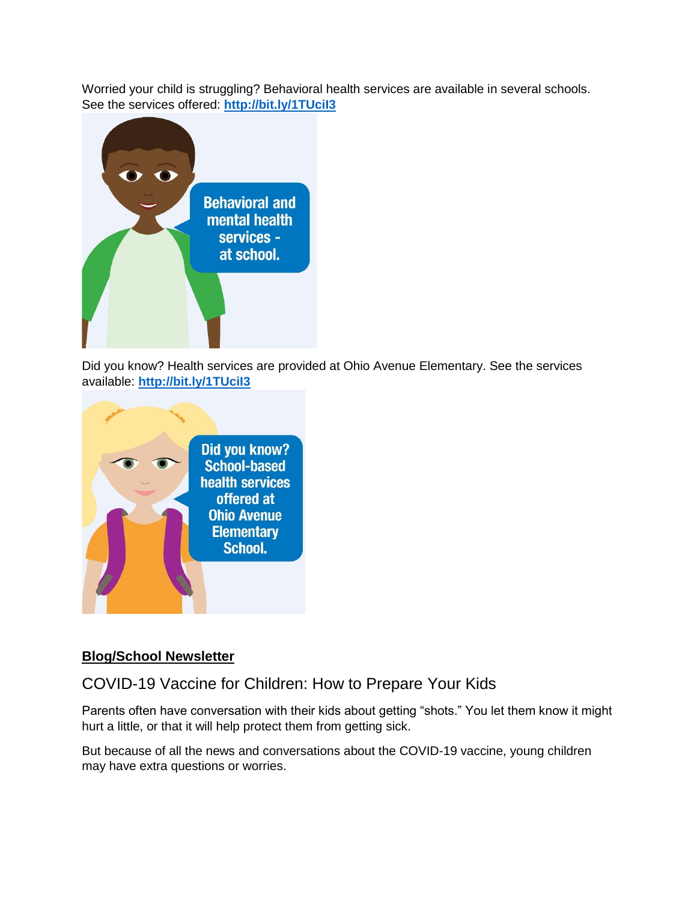Worried your child is struggling? Behavioral health services are available in several schools. See the services offered: **http://bit.ly/1TUciI3**

Behavioral and mental health services - at school.

Did you know? Health services are provided at Ohio Avenue Elementary. See the services available: **http://bit.ly/1TUciI3**

Did you know? School-based health services offered at Ohio Avenue Elementary School.

**Blog/School Newsletter**

## COVID-19 Vaccine for Children: How to Prepare Your Kids

Parents often have conversation with their kids about getting "shots." You let them know it might hurt a little, or that it will help protect them from getting sick.

But because of all the news and conversations about the COVID-19 vaccine, young children may have extra questions or worries.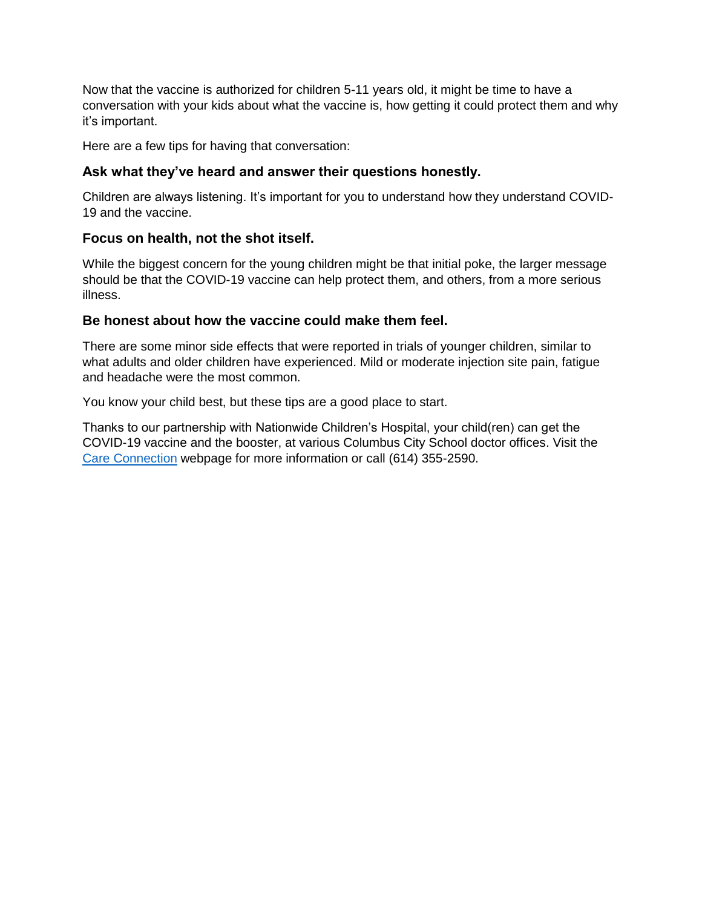Now that the vaccine is authorized for children 5-11 years old, it might be time to have a conversation with your kids about what the vaccine is, how getting it could protect them and why it's important.

Here are a few tips for having that conversation:

### Ask what they've heard and answer their questions honestly.

Children are always listening. It's important for you to understand how they understand COVID-19 and the vaccine.

### Focus on health, not the shot itself.

While the biggest concern for the young children might be that initial poke, the larger message should be that the COVID-19 vaccine can help protect them, and others, from a more serious illness.

### Be honest about how the vaccine could make them feel.

There are some minor side effects that were reported in trials of younger children, similar to what adults and older children have experienced. Mild or moderate injection site pain, fatigue and headache were the most common.

You know your child best, but these tips are a good place to start.

Thanks to our partnership with Nationwide Children's Hospital, your child(ren) can get the COVID-19 vaccine and the booster, at various Columbus City School doctor offices. Visit the Care Connection webpage for more information or call (614) 355-2590.